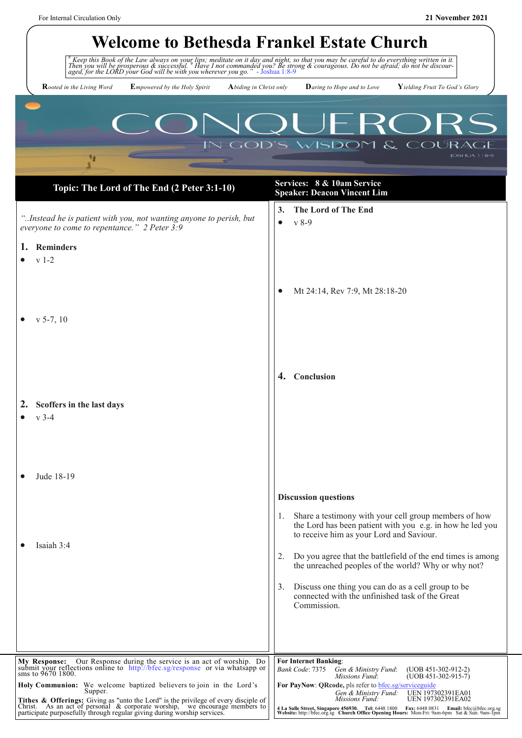For Internal Circulation Only

21 November 2021

# Welcome to Bethesda Frankel Estate Church

*[8] Keep this Book of the Law always on your lips; meditate on it day and night, so that you may be careful to do everything written in it. Then you will be prosperous & successful. [9] Have I not commanded you? Be strong & courageous. Do not be afraid; do not be discouraged, for the LORD your God will be with you wherever you go."* - Joshua 1:8-9

**R***ooted in the Living Word* **E***mpowered by the Holy Spirit* **A***biding in Christ only* **D***aring to Hope and to Love* **Y***ielding Fruit To God's Glory*

CONQUERORS

IN GOD'S WISDOM & COURAGE

JOSHUA 1:8-9

## Topic: The Lord of The End (2 Peter 3:1-10)

**Services: 8 & 10am Service**
**Speaker: Deacon Vincent Lim**

*"..Instead he is patient with you, not wanting anyone to perish, but everyone to come to repentance." 2 Peter 3:9*

### 1. Reminders

- v 1-2
- v 5-7, 10

### 2. Scoffers in the last days

- v 3-4
- Jude 18-19
- Isaiah 3:4

### 3. The Lord of The End

- v 8-9
- Mt 24:14, Rev 7:9, Mt 28:18-20

### 4. Conclusion

**Discussion questions**

1. Share a testimony with your cell group members of how the Lord has been patient with you e.g. in how he led you to receive him as your Lord and Saviour.
2. Do you agree that the battlefield of the end times is among the unreached peoples of the world? Why or why not?
3. Discuss one thing you can do as a cell group to be connected with the unfinished task of the Great Commission.

**My Response:** Our Response during the service is an act of worship. Do submit your reflections online to http://bfec.sg/response or via whatsapp or sms to 9670 1800.

**Holy Communion:** We welcome baptized believers to join in the Lord's Supper.

**Tithes & Offerings:** Giving as "unto the Lord" is the privilege of every disciple of Christ. As an act of personal & corporate worship, we encourage members to participate purposefully through regular giving during worship services.

**For Internet Banking**:
*Bank Code*: 7375 *Gen & Ministry Fund*: (UOB 451-302-912-2)
*Missions Fund*: (UOB 451-302-915-7)

**For PayNow**: **QRcode,** pls refer to bfec.sg/serviceguide
*Gen & Ministry Fund:* UEN 197302391EA01
*Missions Fund:* UEN 197302391EA02

**4 La Salle Street, Singapore 456930. Tel:** 6448 1800 **Fax:** 6448 0831 **Email:** bfec@bfec.org.sg
**Website:** http://bfec.org.sg **Church Office Opening Hours:** Mon-Fri: 9am-6pm Sat & Sun: 9am-1pm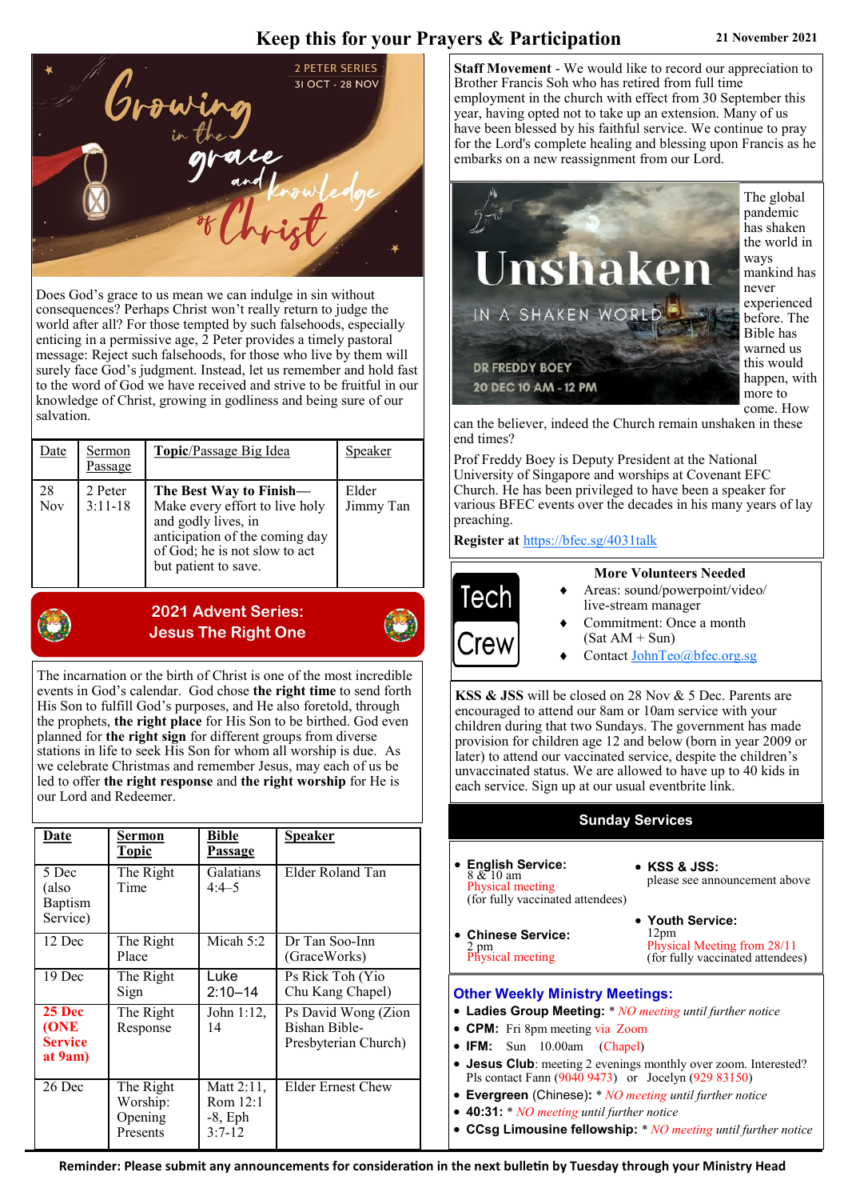# Keep this for your Prayers & Participation

21 November 2021

2 PETER SERIES
31 OCT - 28 NOV

Growing in the grace and knowledge of Christ

Does God's grace to us mean we can indulge in sin without consequences? Perhaps Christ won't really return to judge the world after all? For those tempted by such falsehoods, especially enticing in a permissive age, 2 Peter provides a timely pastoral message: Reject such falsehoods, for those who live by them will surely face God's judgment. Instead, let us remember and hold fast to the word of God we have received and strive to be fruitful in our knowledge of Christ, growing in godliness and being sure of our salvation.

| Date | Sermon Passage | **Topic**/Passage Big Idea | Speaker |
|---|---|---|---|
| 28 Nov | 2 Peter 3:11-18 | **The Best Way to Finish**—Make every effort to live holy and godly lives, in anticipation of the coming day of God; he is not slow to act but patient to save. | Elder Jimmy Tan |

## 2021 Advent Series: Jesus The Right One

The incarnation or the birth of Christ is one of the most incredible events in God's calendar. God chose **the right time** to send forth His Son to fulfill God's purposes, and He also foretold, through the prophets, **the right place** for His Son to be birthed. God even planned for **the right sign** for different groups from diverse stations in life to seek His Son for whom all worship is due. As we celebrate Christmas and remember Jesus, may each of us be led to offer **the right response** and **the right worship** for He is our Lord and Redeemer.

| Date | Sermon Topic | Bible Passage | Speaker |
|---|---|---|---|
| 5 Dec (also Baptism Service) | The Right Time | Galatians 4:4–5 | Elder Roland Tan |
| 12 Dec | The Right Place | Micah 5:2 | Dr Tan Soo-Inn (GraceWorks) |
| 19 Dec | The Right Sign | Luke 2:10–14 | Ps Rick Toh (Yio Chu Kang Chapel) |
| **25 Dec (ONE Service at 9am)** | The Right Response | John 1:12, 14 | Ps David Wong (Zion Bishan Bible-Presbyterian Church) |
| 26 Dec | The Right Worship: Opening Presents | Matt 2:11, Rom 12:1 -8, Eph 3:7-12 | Elder Ernest Chew |

**Staff Movement** - We would like to record our appreciation to Brother Francis Soh who has retired from full time employment in the church with effect from 30 September this year, having opted not to take up an extension. Many of us have been blessed by his faithful service. We continue to pray for the Lord's complete healing and blessing upon Francis as he embarks on a new reassignment from our Lord.

Unshaken IN A SHAKEN WORLD
DR FREDDY BOEY
20 DEC 10 AM - 12 PM

The global pandemic has shaken the world in ways mankind has never experienced before. The Bible has warned us this would happen, with more to come. How can the believer, indeed the Church remain unshaken in these end times?

Prof Freddy Boey is Deputy President at the National University of Singapore and worships at Covenant EFC Church. He has been privileged to have been a speaker for various BFEC events over the decades in his many years of lay preaching.

**Register at** https://bfec.sg/4031talk

Tech Crew

**More Volunteers Needed**
- Areas: sound/powerpoint/video/ live-stream manager
- Commitment: Once a month (Sat AM + Sun)
- Contact JohnTeo@bfec.org.sg

**KSS & JSS** will be closed on 28 Nov & 5 Dec. Parents are encouraged to attend our 8am or 10am service with your children during that two Sundays. The government has made provision for children age 12 and below (born in year 2009 or later) to attend our vaccinated service, despite the children's unvaccinated status. We are allowed to have up to 40 kids in each service. Sign up at our usual eventbrite link.

## Sunday Services

- **English Service:** 8 & 10 am
  Physical meeting
  (for fully vaccinated attendees)
- **KSS & JSS:** please see announcement above
- **Youth Service:** 12pm
  Physical Meeting from 28/11
  (for fully vaccinated attendees)
- **Chinese Service:** 2 pm
  Physical meeting

## Other Weekly Ministry Meetings:

- **Ladies Group Meeting:** * *NO meeting until further notice*
- **CPM:** Fri 8pm meeting via Zoom
- **IFM:** Sun 10.00am (Chapel)
- **Jesus Club**: meeting 2 evenings monthly over zoom. Interested? Pls contact Fann (9040 9473) or Jocelyn (929 83150)
- **Evergreen** (Chinese): * *NO meeting until further notice*
- **40:31:** * *NO meeting until further notice*
- **CCsg Limousine fellowship:** * *NO meeting until further notice*

**Reminder: Please submit any announcements for consideration in the next bulletin by Tuesday through your Ministry Head**